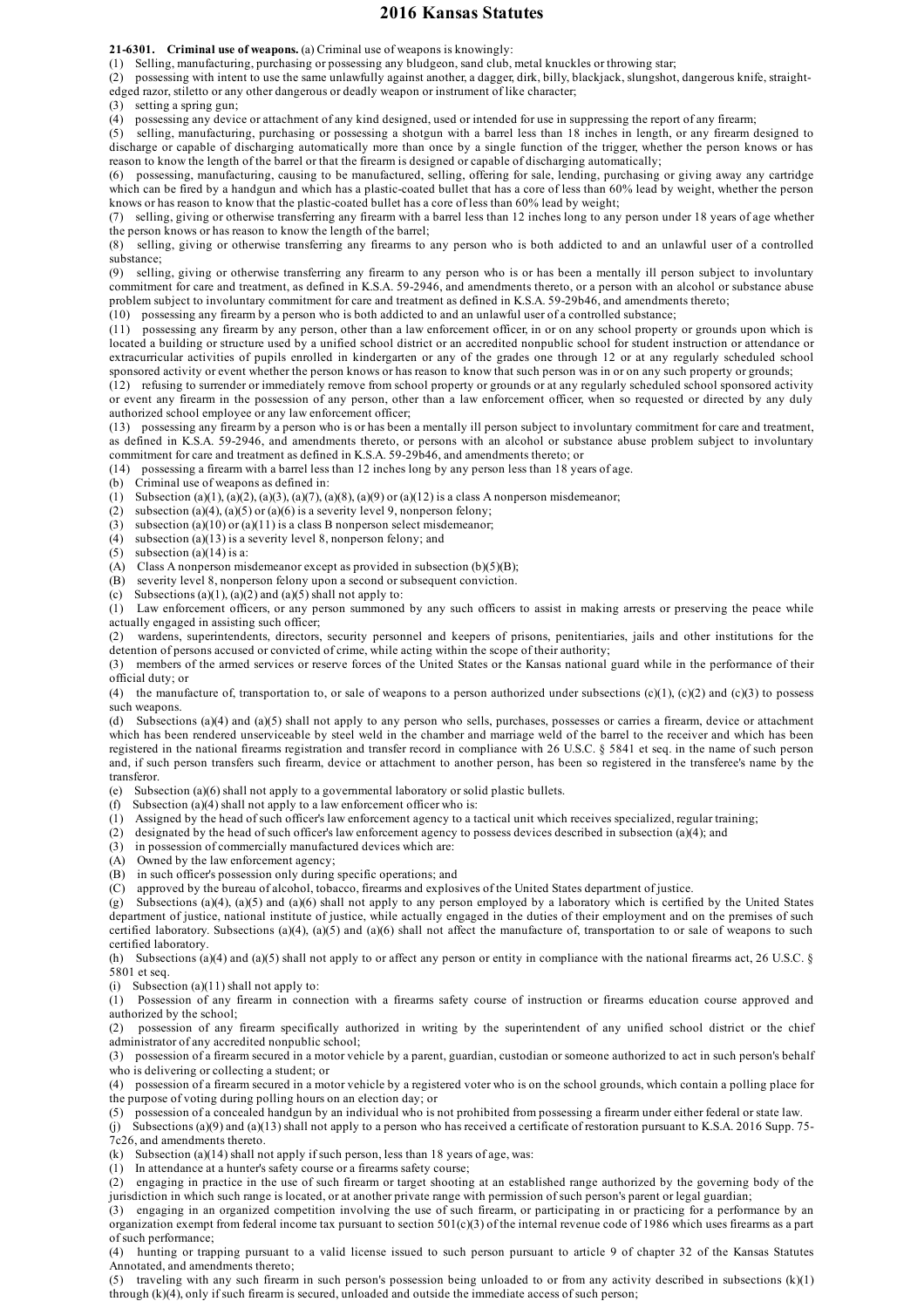# 2016 Kansas Statutes

**21-6301. Criminal use of weapons.** (a) Criminal use of weapons is knowingly:

(1) Selling, manufacturing, purchasing or possessing any bludgeon, sand club, metal knuckles or throwing star;

(2) possessing with intent to use the same unlawfully against another, a dagger, dirk, billy, blackjack, slungshot, dangerous knife, straight-edged razor, stiletto or any other dangerous or deadly weapon or instrument of like character;

(3) setting a spring gun;

(4) possessing any device or attachment of any kind designed, used or intended for use in suppressing the report of any firearm;

(5) selling, manufacturing, purchasing or possessing a shotgun with a barrel less than 18 inches in length, or any firearm designed to discharge or capable of discharging automatically more than once by a single function of the trigger, whether the person knows or has reason to know the length of the barrel or that the firearm is designed or capable of discharging automatically;

(6) possessing, manufacturing, causing to be manufactured, selling, offering for sale, lending, purchasing or giving away any cartridge which can be fired by a handgun and which has a plastic-coated bullet that has a core of less than 60% lead by weight, whether the person knows or has reason to know that the plastic-coated bullet has a core of less than 60% lead by weight;

(7) selling, giving or otherwise transferring any firearm with a barrel less than 12 inches long to any person under 18 years of age whether the person knows or has reason to know the length of the barrel;

(8) selling, giving or otherwise transferring any firearms to any person who is both addicted to and an unlawful user of a controlled substance;

(9) selling, giving or otherwise transferring any firearm to any person who is or has been a mentally ill person subject to involuntary commitment for care and treatment, as defined in K.S.A. 59-2946, and amendments thereto, or a person with an alcohol or substance abuse problem subject to involuntary commitment for care and treatment as defined in K.S.A. 59-29b46, and amendments thereto;

(10) possessing any firearm by a person who is both addicted to and an unlawful user of a controlled substance;

(11) possessing any firearm by any person, other than a law enforcement officer, in or on any school property or grounds upon which is located a building or structure used by a unified school district or an accredited nonpublic school for student instruction or attendance or extracurricular activities of pupils enrolled in kindergarten or any of the grades one through 12 or at any regularly scheduled school sponsored activity or event whether the person knows or has reason to know that such person was in or on any such property or grounds;

(12) refusing to surrender or immediately remove from school property or grounds or at any regularly scheduled school sponsored activity or event any firearm in the possession of any person, other than a law enforcement officer, when so requested or directed by any duly authorized school employee or any law enforcement officer;

(13) possessing any firearm by a person who is or has been a mentally ill person subject to involuntary commitment for care and treatment, as defined in K.S.A. 59-2946, and amendments thereto, or persons with an alcohol or substance abuse problem subject to involuntary commitment for care and treatment as defined in K.S.A. 59-29b46, and amendments thereto; or

(14) possessing a firearm with a barrel less than 12 inches long by any person less than 18 years of age.

(b) Criminal use of weapons as defined in:

(1) Subsection (a)(1), (a)(2), (a)(3), (a)(7), (a)(8), (a)(9) or (a)(12) is a class A nonperson misdemeanor;

(2) subsection (a)(4), (a)(5) or (a)(6) is a severity level 9, nonperson felony;

(3) subsection (a)(10) or (a)(11) is a class B nonperson select misdemeanor;

(4) subsection (a)(13) is a severity level 8, nonperson felony; and

(5) subsection (a)(14) is a:

(A) Class A nonperson misdemeanor except as provided in subsection (b)(5)(B);

(B) severity level 8, nonperson felony upon a second or subsequent conviction.

(c) Subsections (a)(1), (a)(2) and (a)(5) shall not apply to:

(1) Law enforcement officers, or any person summoned by any such officers to assist in making arrests or preserving the peace while actually engaged in assisting such officer;

(2) wardens, superintendents, directors, security personnel and keepers of prisons, penitentiaries, jails and other institutions for the detention of persons accused or convicted of crime, while acting within the scope of their authority;

(3) members of the armed services or reserve forces of the United States or the Kansas national guard while in the performance of their official duty; or

(4) the manufacture of, transportation to, or sale of weapons to a person authorized under subsections (c)(1), (c)(2) and (c)(3) to possess such weapons.

(d) Subsections (a)(4) and (a)(5) shall not apply to any person who sells, purchases, possesses or carries a firearm, device or attachment which has been rendered unserviceable by steel weld in the chamber and marriage weld of the barrel to the receiver and which has been registered in the national firearms registration and transfer record in compliance with 26 U.S.C. § 5841 et seq. in the name of such person and, if such person transfers such firearm, device or attachment to another person, has been so registered in the transferee's name by the transferor.

(e) Subsection (a)(6) shall not apply to a governmental laboratory or solid plastic bullets.

(f) Subsection (a)(4) shall not apply to a law enforcement officer who is:

(1) Assigned by the head of such officer's law enforcement agency to a tactical unit which receives specialized, regular training;

(2) designated by the head of such officer's law enforcement agency to possess devices described in subsection (a)(4); and

(3) in possession of commercially manufactured devices which are:

(A) Owned by the law enforcement agency;

(B) in such officer's possession only during specific operations; and

(C) approved by the bureau of alcohol, tobacco, firearms and explosives of the United States department of justice.

(g) Subsections (a)(4), (a)(5) and (a)(6) shall not apply to any person employed by a laboratory which is certified by the United States department of justice, national institute of justice, while actually engaged in the duties of their employment and on the premises of such certified laboratory. Subsections (a)(4), (a)(5) and (a)(6) shall not affect the manufacture of, transportation to or sale of weapons to such certified laboratory.

(h) Subsections (a)(4) and (a)(5) shall not apply to or affect any person or entity in compliance with the national firearms act, 26 U.S.C. § 5801 et seq.

(i) Subsection (a)(11) shall not apply to:

(1) Possession of any firearm in connection with a firearms safety course of instruction or firearms education course approved and authorized by the school;

(2) possession of any firearm specifically authorized in writing by the superintendent of any unified school district or the chief administrator of any accredited nonpublic school;

(3) possession of a firearm secured in a motor vehicle by a parent, guardian, custodian or someone authorized to act in such person's behalf who is delivering or collecting a student; or

(4) possession of a firearm secured in a motor vehicle by a registered voter who is on the school grounds, which contain a polling place for the purpose of voting during polling hours on an election day; or

(5) possession of a concealed handgun by an individual who is not prohibited from possessing a firearm under either federal or state law.

(j) Subsections (a)(9) and (a)(13) shall not apply to a person who has received a certificate of restoration pursuant to K.S.A. 2016 Supp. 75-7c26, and amendments thereto.

(k) Subsection (a)(14) shall not apply if such person, less than 18 years of age, was:

(1) In attendance at a hunter's safety course or a firearms safety course;

(2) engaging in practice in the use of such firearm or target shooting at an established range authorized by the governing body of the jurisdiction in which such range is located, or at another private range with permission of such person's parent or legal guardian;

(3) engaging in an organized competition involving the use of such firearm, or participating in or practicing for a performance by an organization exempt from federal income tax pursuant to section 501(c)(3) of the internal revenue code of 1986 which uses firearms as a part of such performance;

(4) hunting or trapping pursuant to a valid license issued to such person pursuant to article 9 of chapter 32 of the Kansas Statutes Annotated, and amendments thereto;

(5) traveling with any such firearm in such person's possession being unloaded to or from any activity described in subsections (k)(1) through (k)(4), only if such firearm is secured, unloaded and outside the immediate access of such person;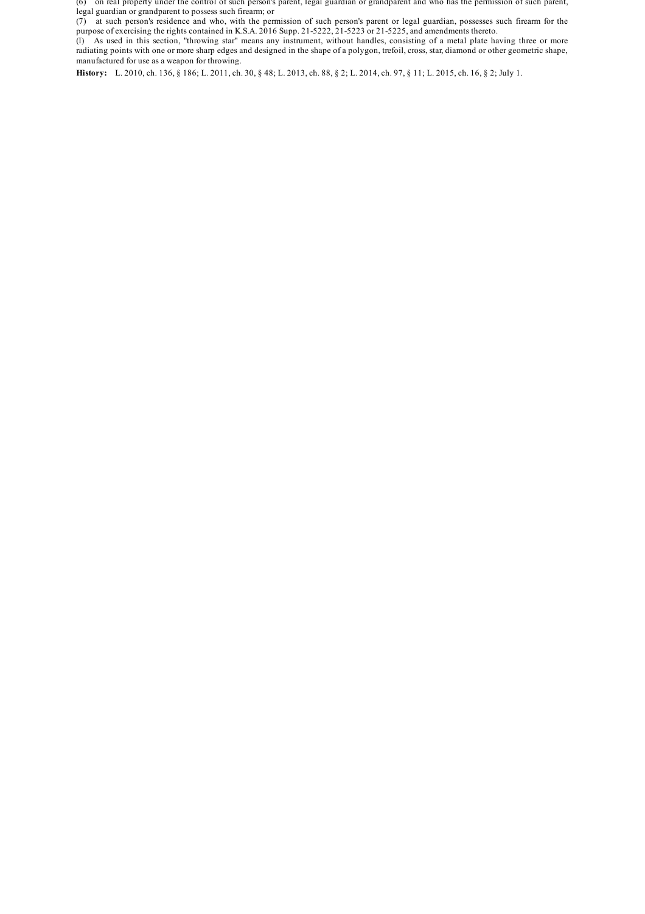(6) on real property under the control of such person's parent, legal guardian or grandparent and who has the permission of such parent, legal guardian or grandparent to possess such firearm; or

(7) at such person's residence and who, with the permission of such person's parent or legal guardian, possesses such firearm for the purpose of exercising the rights contained in K.S.A. 2016 Supp. 21-5222, 21-5223 or 21-5225, and amendments thereto.

(l) As used in this section, "throwing star" means any instrument, without handles, consisting of a metal plate having three or more radiating points with one or more sharp edges and designed in the shape of a polygon, trefoil, cross, star, diamond or other geometric shape, manufactured for use as a weapon for throwing.

**History:** L. 2010, ch. 136, § 186; L. 2011, ch. 30, § 48; L. 2013, ch. 88, § 2; L. 2014, ch. 97, § 11; L. 2015, ch. 16, § 2; July 1.